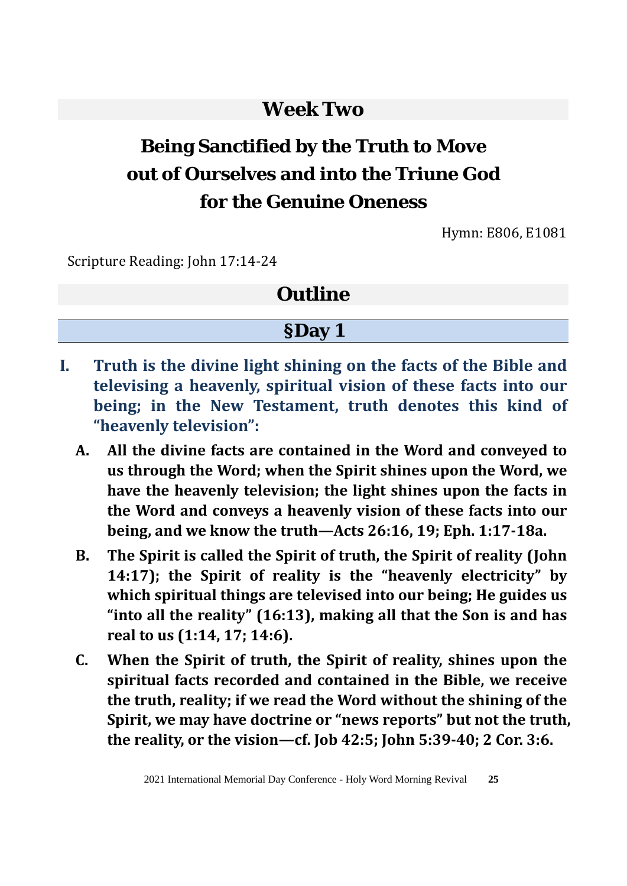# Week Two

# Being Sanctified by the Truth to Move out of Ourselves and into the Triune God for the Genuine Oneness

Hymn: E806, E1081

Scripture Reading: John 17:14-24

## Outline

## §Day 1

**I. Truth is the divine light shining on the facts of the Bible and televising a heavenly, spiritual vision of these facts into our being; in the New Testament, truth denotes this kind of "heavenly television":**

**A. All the divine facts are contained in the Word and conveyed to us through the Word; when the Spirit shines upon the Word, we have the heavenly television; the light shines upon the facts in the Word and conveys a heavenly vision of these facts into our being, and we know the truth—Acts 26:16, 19; Eph. 1:17-18a.**

**B. The Spirit is called the Spirit of truth, the Spirit of reality (John 14:17); the Spirit of reality is the "heavenly electricity" by which spiritual things are televised into our being; He guides us "into all the reality" (16:13), making all that the Son is and has real to us (1:14, 17; 14:6).**

**C. When the Spirit of truth, the Spirit of reality, shines upon the spiritual facts recorded and contained in the Bible, we receive the truth, reality; if we read the Word without the shining of the Spirit, we may have doctrine or "news reports" but not the truth, the reality, or the vision—cf. Job 42:5; John 5:39-40; 2 Cor. 3:6.**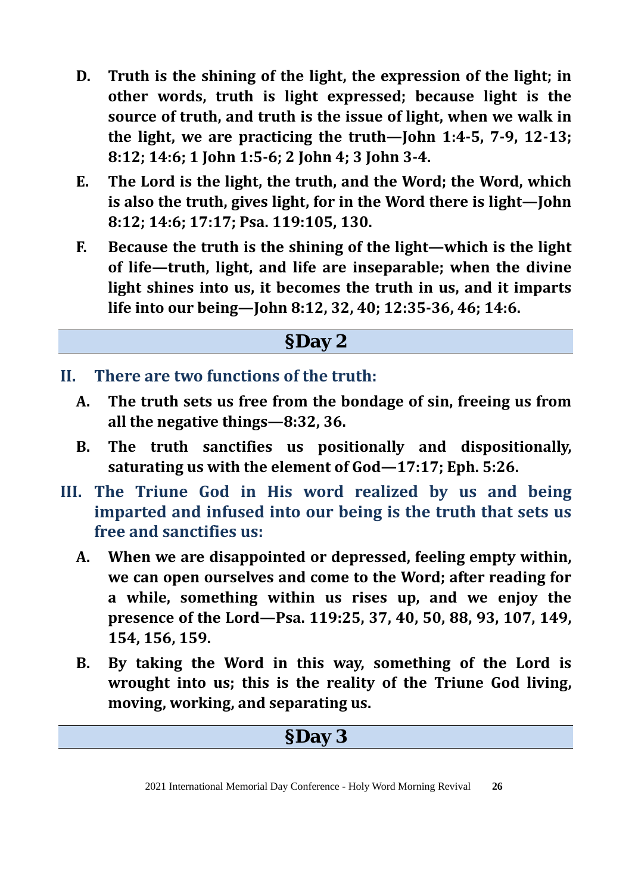- **D. Truth is the shining of the light, the expression of the light; in other words, truth is light expressed; because light is the source of truth, and truth is the issue of light, when we walk in the light, we are practicing the truth—John 1:4-5, 7-9, 12-13; 8:12; 14:6; 1 John 1:5-6; 2 John 4; 3 John 3-4.**
- **E. The Lord is the light, the truth, and the Word; the Word, which is also the truth, gives light, for in the Word there is light—John 8:12; 14:6; 17:17; Psa. 119:105, 130.**
- **F. Because the truth is the shining of the light—which is the light of life—truth, light, and life are inseparable; when the divine light shines into us, it becomes the truth in us, and it imparts life into our being—John 8:12, 32, 40; 12:35-36, 46; 14:6.**

## §Day 2

### II. There are two functions of the truth:

- **A. The truth sets us free from the bondage of sin, freeing us from all the negative things—8:32, 36.**
- **B. The truth sanctifies us positionally and dispositionally, saturating us with the element of God—17:17; Eph. 5:26.**

### III. The Triune God in His word realized by us and being imparted and infused into our being is the truth that sets us free and sanctifies us:

- **A. When we are disappointed or depressed, feeling empty within, we can open ourselves and come to the Word; after reading for a while, something within us rises up, and we enjoy the presence of the Lord—Psa. 119:25, 37, 40, 50, 88, 93, 107, 149, 154, 156, 159.**
- **B. By taking the Word in this way, something of the Lord is wrought into us; this is the reality of the Triune God living, moving, working, and separating us.**

## §Day 3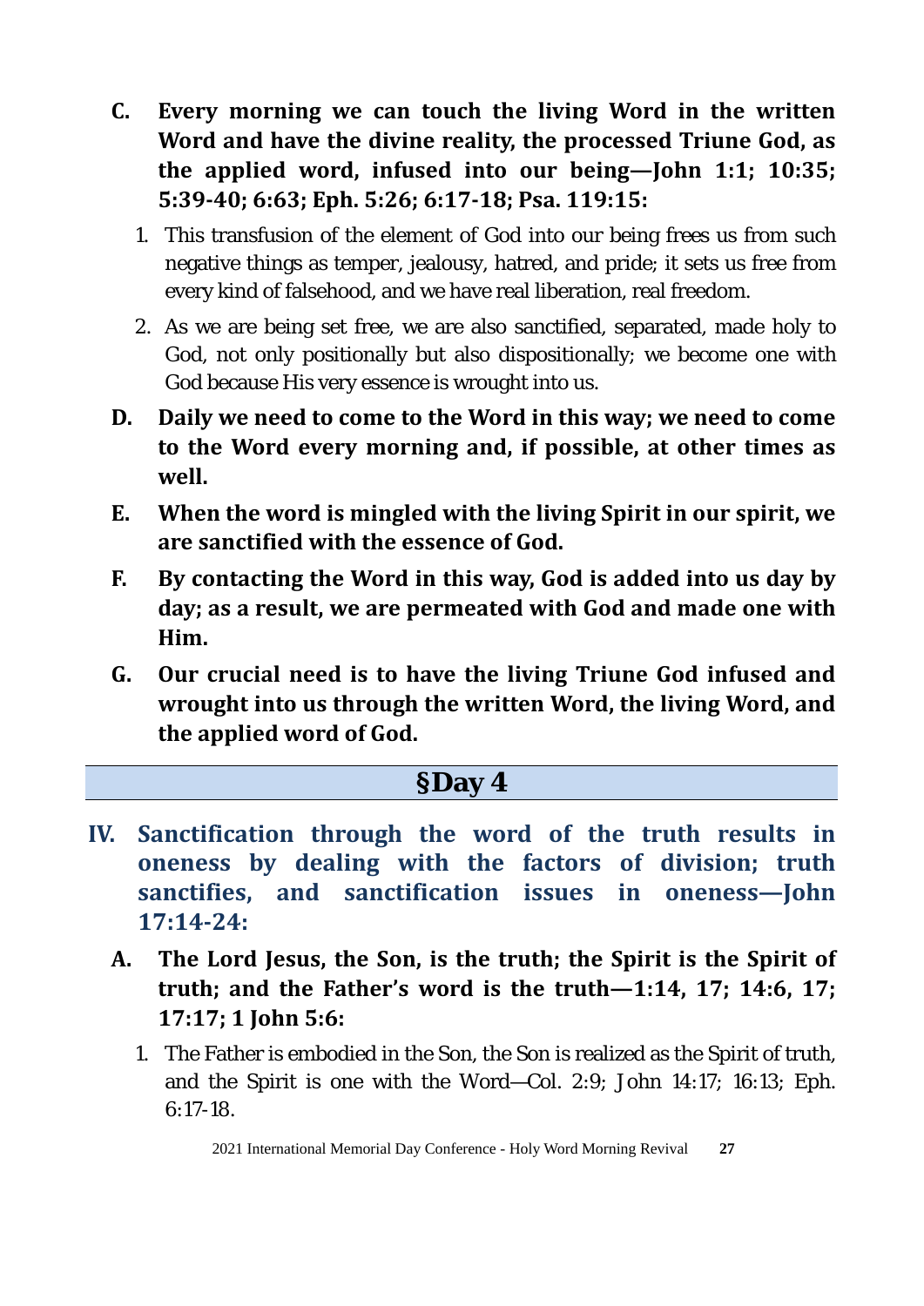**C. Every morning we can touch the living Word in the written Word and have the divine reality, the processed Triune God, as the applied word, infused into our being—John 1:1; 10:35; 5:39-40; 6:63; Eph. 5:26; 6:17-18; Psa. 119:15:**

1. This transfusion of the element of God into our being frees us from such negative things as temper, jealousy, hatred, and pride; it sets us free from every kind of falsehood, and we have real liberation, real freedom.
2. As we are being set free, we are also sanctified, separated, made holy to God, not only positionally but also dispositionally; we become one with God because His very essence is wrought into us.

**D. Daily we need to come to the Word in this way; we need to come to the Word every morning and, if possible, at other times as well.**

**E. When the word is mingled with the living Spirit in our spirit, we are sanctified with the essence of God.**

**F. By contacting the Word in this way, God is added into us day by day; as a result, we are permeated with God and made one with Him.**

**G. Our crucial need is to have the living Triune God infused and wrought into us through the written Word, the living Word, and the applied word of God.**

## §Day 4

### IV. Sanctification through the word of the truth results in oneness by dealing with the factors of division; truth sanctifies, and sanctification issues in oneness—John 17:14-24:

**A. The Lord Jesus, the Son, is the truth; the Spirit is the Spirit of truth; and the Father's word is the truth—1:14, 17; 14:6, 17; 17:17; 1 John 5:6:**

1. The Father is embodied in the Son, the Son is realized as the Spirit of truth, and the Spirit is one with the Word—Col. 2:9; John 14:17; 16:13; Eph. 6:17-18.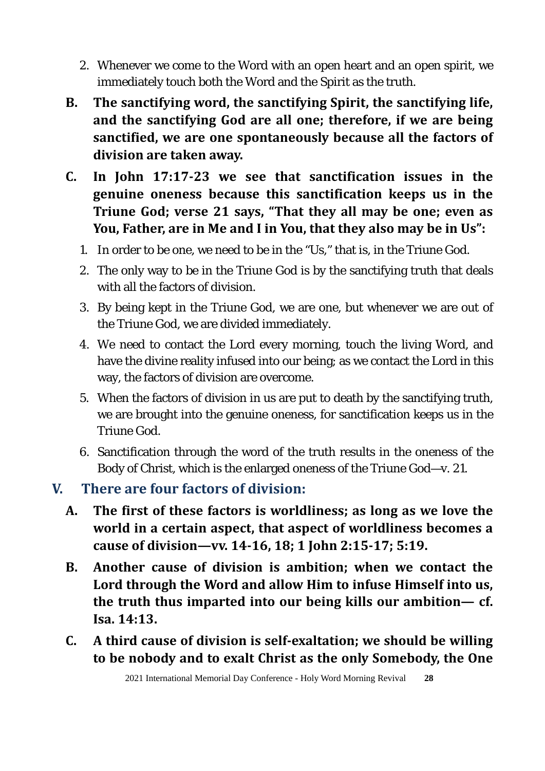2. Whenever we come to the Word with an open heart and an open spirit, we immediately touch both the Word and the Spirit as the truth.

**B. The sanctifying word, the sanctifying Spirit, the sanctifying life, and the sanctifying God are all one; therefore, if we are being sanctified, we are one spontaneously because all the factors of division are taken away.**

**C. In John 17:17-23 we see that sanctification issues in the genuine oneness because this sanctification keeps us in the Triune God; verse 21 says, "That they all may be one; even as You, Father, are in Me and I in You, that they also may be in Us":**

1. In order to be one, we need to be in the "Us," that is, in the Triune God.
2. The only way to be in the Triune God is by the sanctifying truth that deals with all the factors of division.
3. By being kept in the Triune God, we are one, but whenever we are out of the Triune God, we are divided immediately.
4. We need to contact the Lord every morning, touch the living Word, and have the divine reality infused into our being; as we contact the Lord in this way, the factors of division are overcome.
5. When the factors of division in us are put to death by the sanctifying truth, we are brought into the genuine oneness, for sanctification keeps us in the Triune God.
6. Sanctification through the word of the truth results in the oneness of the Body of Christ, which is the enlarged oneness of the Triune God—v. 21.

## V. There are four factors of division:

**A. The first of these factors is worldliness; as long as we love the world in a certain aspect, that aspect of worldliness becomes a cause of division—vv. 14-16, 18; 1 John 2:15-17; 5:19.**

**B. Another cause of division is ambition; when we contact the Lord through the Word and allow Him to infuse Himself into us, the truth thus imparted into our being kills our ambition— cf. Isa. 14:13.**

**C. A third cause of division is self-exaltation; we should be willing to be nobody and to exalt Christ as the only Somebody, the One**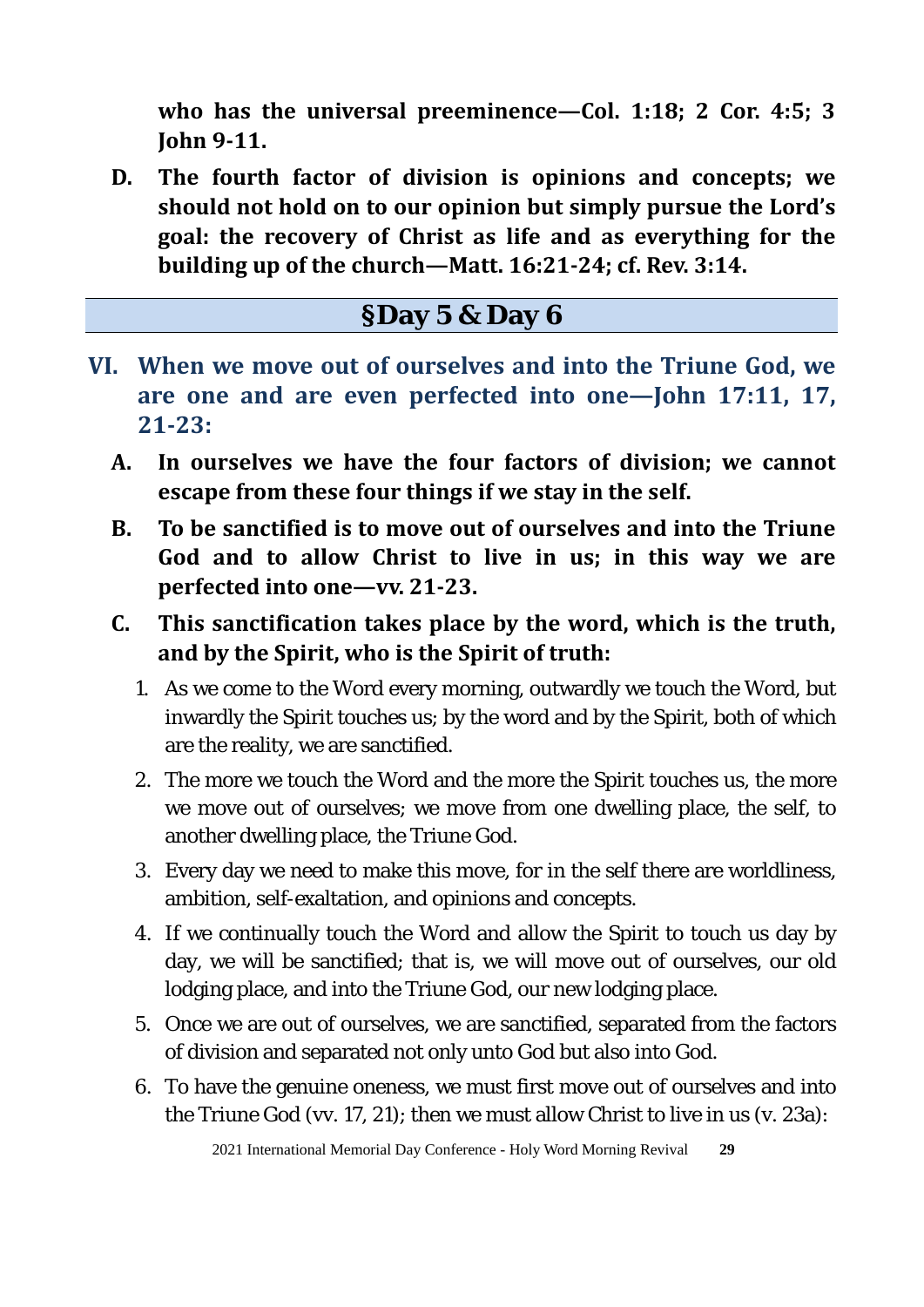**who has the universal preeminence—Col. 1:18; 2 Cor. 4:5; 3 John 9-11.**

**D. The fourth factor of division is opinions and concepts; we should not hold on to our opinion but simply pursue the Lord's goal: the recovery of Christ as life and as everything for the building up of the church—Matt. 16:21-24; cf. Rev. 3:14.**

## §Day 5 & Day 6

### VI. When we move out of ourselves and into the Triune God, we are one and are even perfected into one—John 17:11, 17, 21-23:

**A. In ourselves we have the four factors of division; we cannot escape from these four things if we stay in the self.**

**B. To be sanctified is to move out of ourselves and into the Triune God and to allow Christ to live in us; in this way we are perfected into one—vv. 21-23.**

**C. This sanctification takes place by the word, which is the truth, and by the Spirit, who is the Spirit of truth:**

1. As we come to the Word every morning, outwardly we touch the Word, but inwardly the Spirit touches us; by the word and by the Spirit, both of which are the reality, we are sanctified.
2. The more we touch the Word and the more the Spirit touches us, the more we move out of ourselves; we move from one dwelling place, the self, to another dwelling place, the Triune God.
3. Every day we need to make this move, for in the self there are worldliness, ambition, self-exaltation, and opinions and concepts.
4. If we continually touch the Word and allow the Spirit to touch us day by day, we will be sanctified; that is, we will move out of ourselves, our old lodging place, and into the Triune God, our new lodging place.
5. Once we are out of ourselves, we are sanctified, separated from the factors of division and separated not only unto God but also into God.
6. To have the genuine oneness, we must first move out of ourselves and into the Triune God (vv. 17, 21); then we must allow Christ to live in us (v. 23a):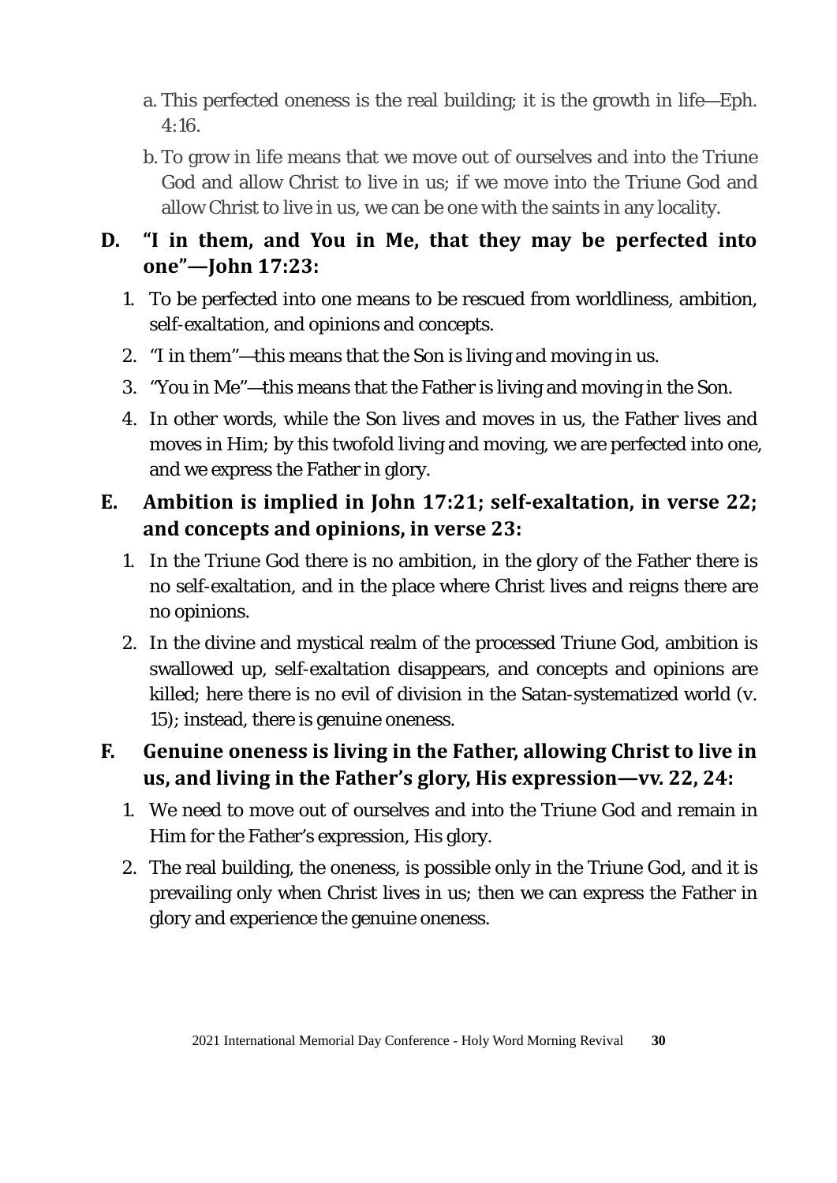a. This perfected oneness is the real building; it is the growth in life—Eph. 4:16.

b. To grow in life means that we move out of ourselves and into the Triune God and allow Christ to live in us; if we move into the Triune God and allow Christ to live in us, we can be one with the saints in any locality.

**D. "I in them, and You in Me, that they may be perfected into one"—John 17:23:**

1. To be perfected into one means to be rescued from worldliness, ambition, self-exaltation, and opinions and concepts.
2. "I in them"—this means that the Son is living and moving in us.
3. "You in Me"—this means that the Father is living and moving in the Son.
4. In other words, while the Son lives and moves in us, the Father lives and moves in Him; by this twofold living and moving, we are perfected into one, and we express the Father in glory.

**E. Ambition is implied in John 17:21; self-exaltation, in verse 22; and concepts and opinions, in verse 23:**

1. In the Triune God there is no ambition, in the glory of the Father there is no self-exaltation, and in the place where Christ lives and reigns there are no opinions.
2. In the divine and mystical realm of the processed Triune God, ambition is swallowed up, self-exaltation disappears, and concepts and opinions are killed; here there is no evil of division in the Satan-systematized world (v. 15); instead, there is genuine oneness.

**F. Genuine oneness is living in the Father, allowing Christ to live in us, and living in the Father's glory, His expression—vv. 22, 24:**

1. We need to move out of ourselves and into the Triune God and remain in Him for the Father's expression, His glory.
2. The real building, the oneness, is possible only in the Triune God, and it is prevailing only when Christ lives in us; then we can express the Father in glory and experience the genuine oneness.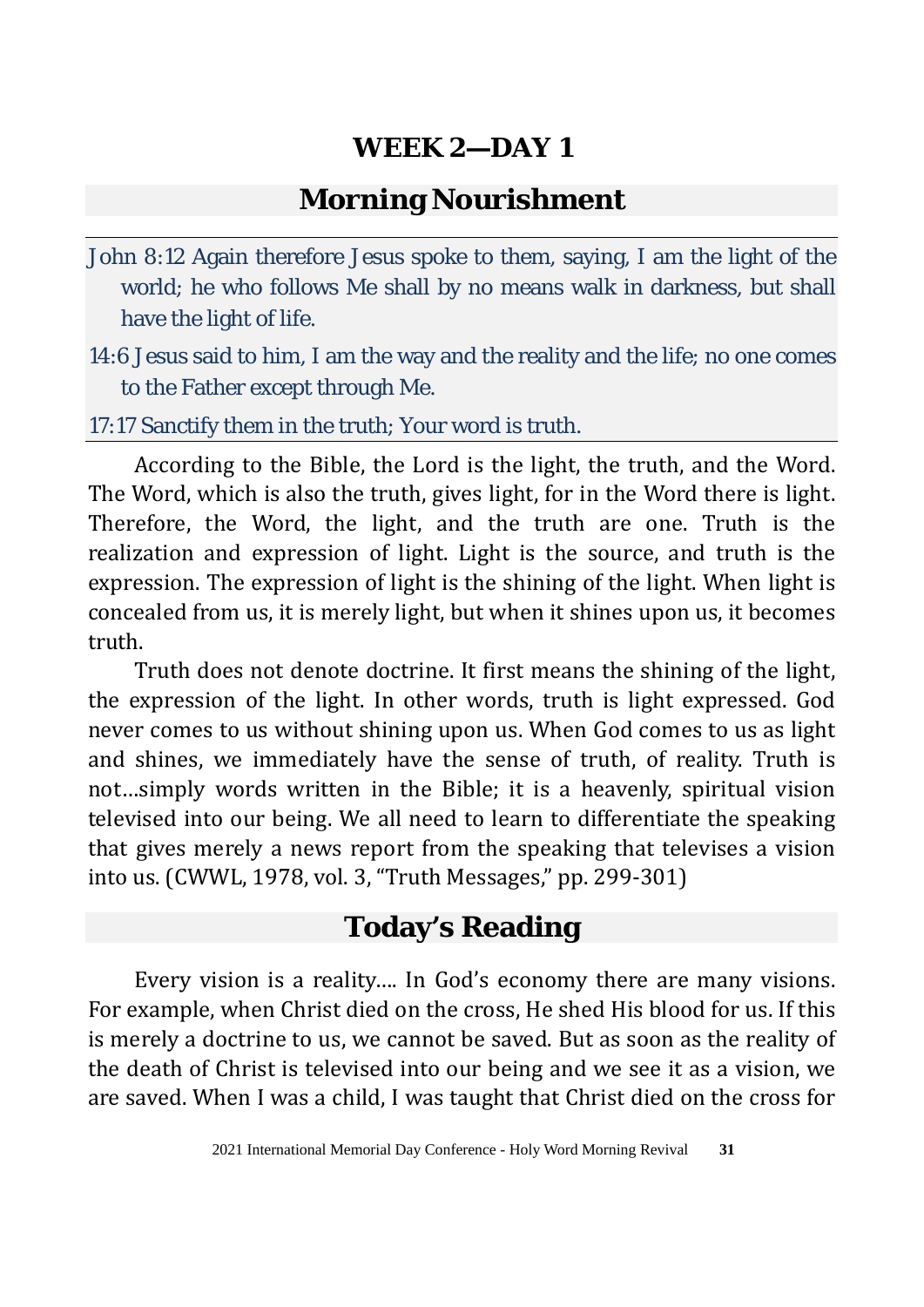# WEEK 2—DAY 1

## Morning Nourishment

John 8:12 Again therefore Jesus spoke to them, saying, I am the light of the world; he who follows Me shall by no means walk in darkness, but shall have the light of life.

14:6 Jesus said to him, I am the way and the reality and the life; no one comes to the Father except through Me.

17:17 Sanctify them in the truth; Your word is truth.

According to the Bible, the Lord is the light, the truth, and the Word. The Word, which is also the truth, gives light, for in the Word there is light. Therefore, the Word, the light, and the truth are one. Truth is the realization and expression of light. Light is the source, and truth is the expression. The expression of light is the shining of the light. When light is concealed from us, it is merely light, but when it shines upon us, it becomes truth.

Truth does not denote doctrine. It first means the shining of the light, the expression of the light. In other words, truth is light expressed. God never comes to us without shining upon us. When God comes to us as light and shines, we immediately have the sense of truth, of reality. Truth is not…simply words written in the Bible; it is a heavenly, spiritual vision televised into our being. We all need to learn to differentiate the speaking that gives merely a news report from the speaking that televises a vision into us. (CWWL, 1978, vol. 3, "Truth Messages," pp. 299-301)

## Today's Reading

Every vision is a reality…. In God's economy there are many visions. For example, when Christ died on the cross, He shed His blood for us. If this is merely a doctrine to us, we cannot be saved. But as soon as the reality of the death of Christ is televised into our being and we see it as a vision, we are saved. When I was a child, I was taught that Christ died on the cross for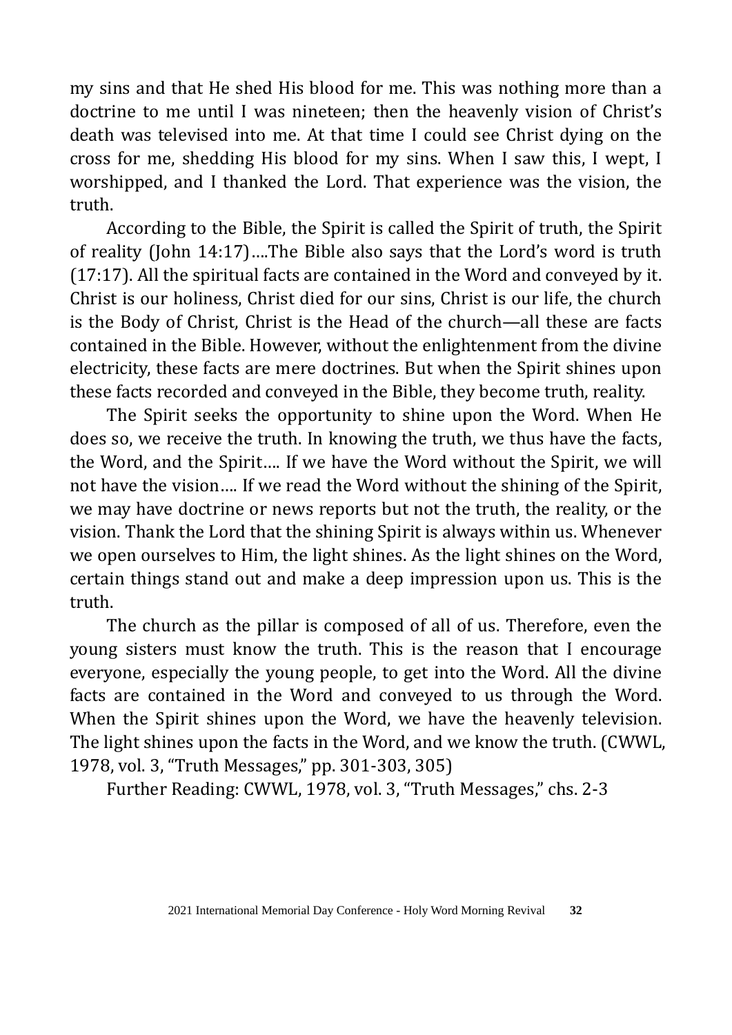my sins and that He shed His blood for me. This was nothing more than a doctrine to me until I was nineteen; then the heavenly vision of Christ's death was televised into me. At that time I could see Christ dying on the cross for me, shedding His blood for my sins. When I saw this, I wept, I worshipped, and I thanked the Lord. That experience was the vision, the truth.

According to the Bible, the Spirit is called the Spirit of truth, the Spirit of reality (John 14:17)....The Bible also says that the Lord's word is truth (17:17). All the spiritual facts are contained in the Word and conveyed by it. Christ is our holiness, Christ died for our sins, Christ is our life, the church is the Body of Christ, Christ is the Head of the church—all these are facts contained in the Bible. However, without the enlightenment from the divine electricity, these facts are mere doctrines. But when the Spirit shines upon these facts recorded and conveyed in the Bible, they become truth, reality.

The Spirit seeks the opportunity to shine upon the Word. When He does so, we receive the truth. In knowing the truth, we thus have the facts, the Word, and the Spirit.... If we have the Word without the Spirit, we will not have the vision.... If we read the Word without the shining of the Spirit, we may have doctrine or news reports but not the truth, the reality, or the vision. Thank the Lord that the shining Spirit is always within us. Whenever we open ourselves to Him, the light shines. As the light shines on the Word, certain things stand out and make a deep impression upon us. This is the truth.

The church as the pillar is composed of all of us. Therefore, even the young sisters must know the truth. This is the reason that I encourage everyone, especially the young people, to get into the Word. All the divine facts are contained in the Word and conveyed to us through the Word. When the Spirit shines upon the Word, we have the heavenly television. The light shines upon the facts in the Word, and we know the truth. (CWWL, 1978, vol. 3, "Truth Messages," pp. 301-303, 305)

Further Reading: CWWL, 1978, vol. 3, "Truth Messages," chs. 2-3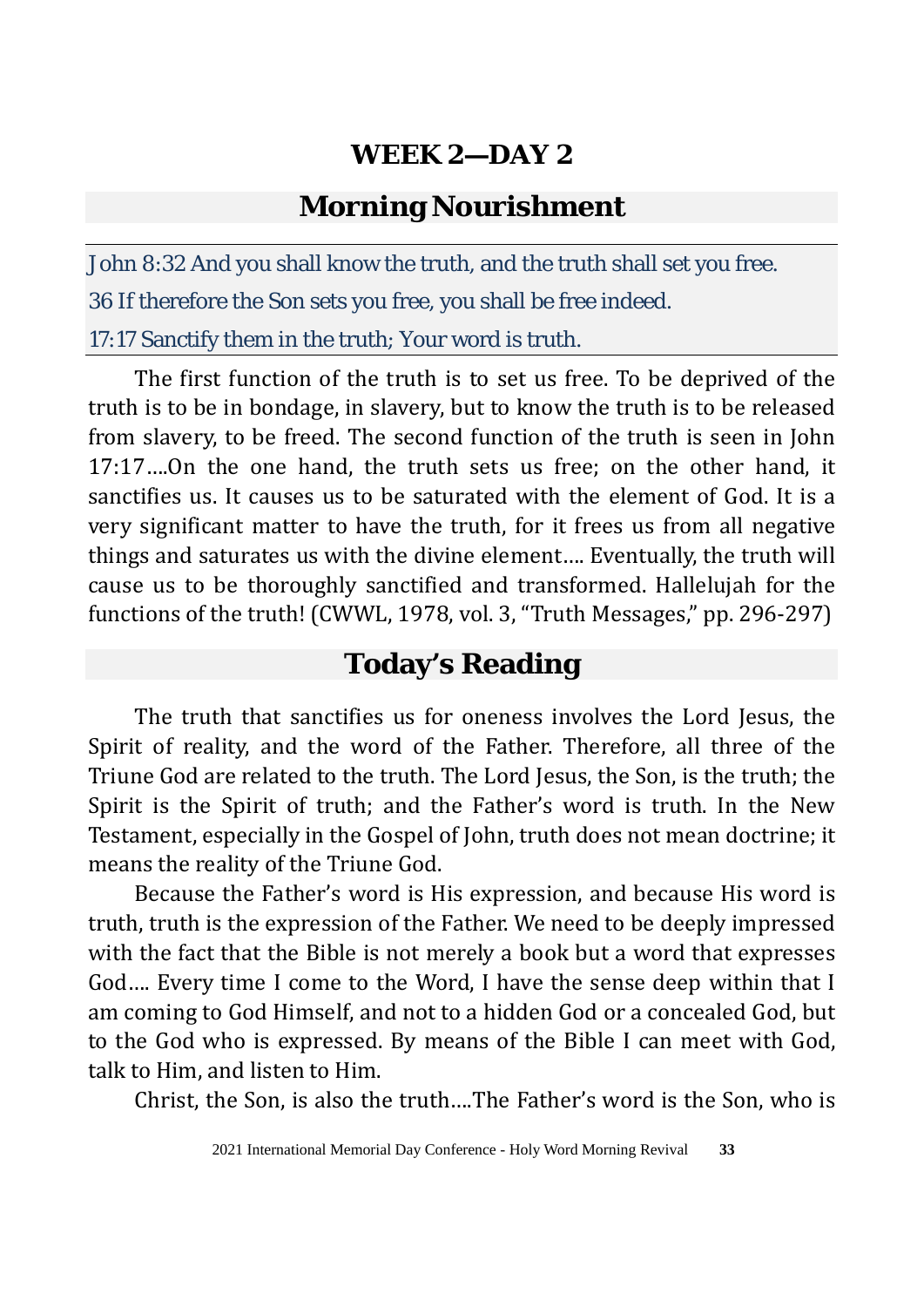## WEEK 2—DAY 2

## Morning Nourishment

John 8:32 And you shall know the truth, and the truth shall set you free.

36 If therefore the Son sets you free, you shall be free indeed.

17:17 Sanctify them in the truth; Your word is truth.

The first function of the truth is to set us free. To be deprived of the truth is to be in bondage, in slavery, but to know the truth is to be released from slavery, to be freed. The second function of the truth is seen in John 17:17....On the one hand, the truth sets us free; on the other hand, it sanctifies us. It causes us to be saturated with the element of God. It is a very significant matter to have the truth, for it frees us from all negative things and saturates us with the divine element.... Eventually, the truth will cause us to be thoroughly sanctified and transformed. Hallelujah for the functions of the truth! (CWWL, 1978, vol. 3, "Truth Messages," pp. 296-297)

## Today's Reading

The truth that sanctifies us for oneness involves the Lord Jesus, the Spirit of reality, and the word of the Father. Therefore, all three of the Triune God are related to the truth. The Lord Jesus, the Son, is the truth; the Spirit is the Spirit of truth; and the Father's word is truth. In the New Testament, especially in the Gospel of John, truth does not mean doctrine; it means the reality of the Triune God.

Because the Father's word is His expression, and because His word is truth, truth is the expression of the Father. We need to be deeply impressed with the fact that the Bible is not merely a book but a word that expresses God.... Every time I come to the Word, I have the sense deep within that I am coming to God Himself, and not to a hidden God or a concealed God, but to the God who is expressed. By means of the Bible I can meet with God, talk to Him, and listen to Him.

Christ, the Son, is also the truth....The Father's word is the Son, who is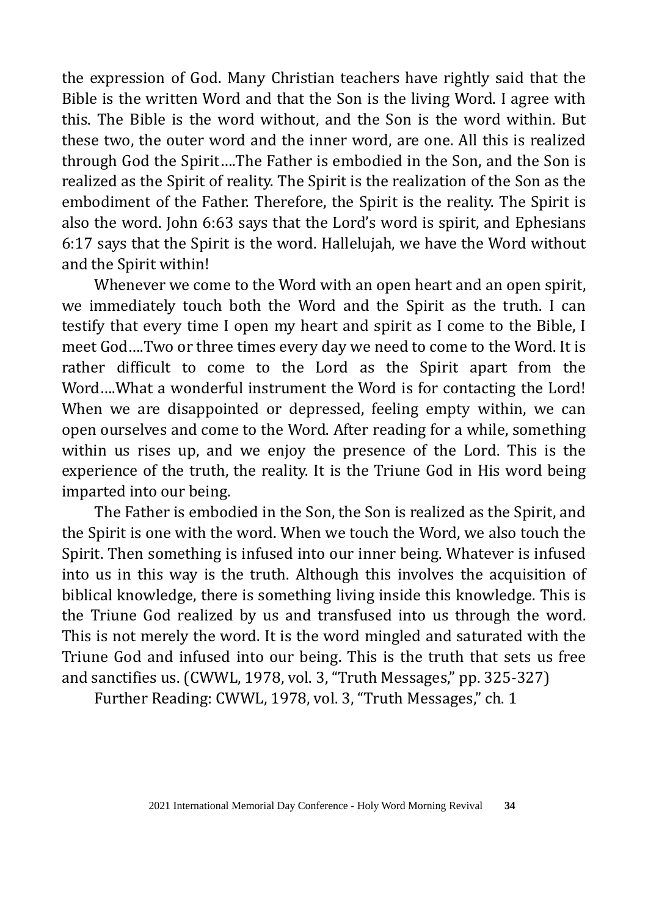the expression of God. Many Christian teachers have rightly said that the Bible is the written Word and that the Son is the living Word. I agree with this. The Bible is the word without, and the Son is the word within. But these two, the outer word and the inner word, are one. All this is realized through God the Spirit....The Father is embodied in the Son, and the Son is realized as the Spirit of reality. The Spirit is the realization of the Son as the embodiment of the Father. Therefore, the Spirit is the reality. The Spirit is also the word. John 6:63 says that the Lord's word is spirit, and Ephesians 6:17 says that the Spirit is the word. Hallelujah, we have the Word without and the Spirit within!

Whenever we come to the Word with an open heart and an open spirit, we immediately touch both the Word and the Spirit as the truth. I can testify that every time I open my heart and spirit as I come to the Bible, I meet God....Two or three times every day we need to come to the Word. It is rather difficult to come to the Lord as the Spirit apart from the Word....What a wonderful instrument the Word is for contacting the Lord! When we are disappointed or depressed, feeling empty within, we can open ourselves and come to the Word. After reading for a while, something within us rises up, and we enjoy the presence of the Lord. This is the experience of the truth, the reality. It is the Triune God in His word being imparted into our being.

The Father is embodied in the Son, the Son is realized as the Spirit, and the Spirit is one with the word. When we touch the Word, we also touch the Spirit. Then something is infused into our inner being. Whatever is infused into us in this way is the truth. Although this involves the acquisition of biblical knowledge, there is something living inside this knowledge. This is the Triune God realized by us and transfused into us through the word. This is not merely the word. It is the word mingled and saturated with the Triune God and infused into our being. This is the truth that sets us free and sanctifies us. (CWWL, 1978, vol. 3, "Truth Messages," pp. 325-327)

Further Reading: CWWL, 1978, vol. 3, "Truth Messages," ch. 1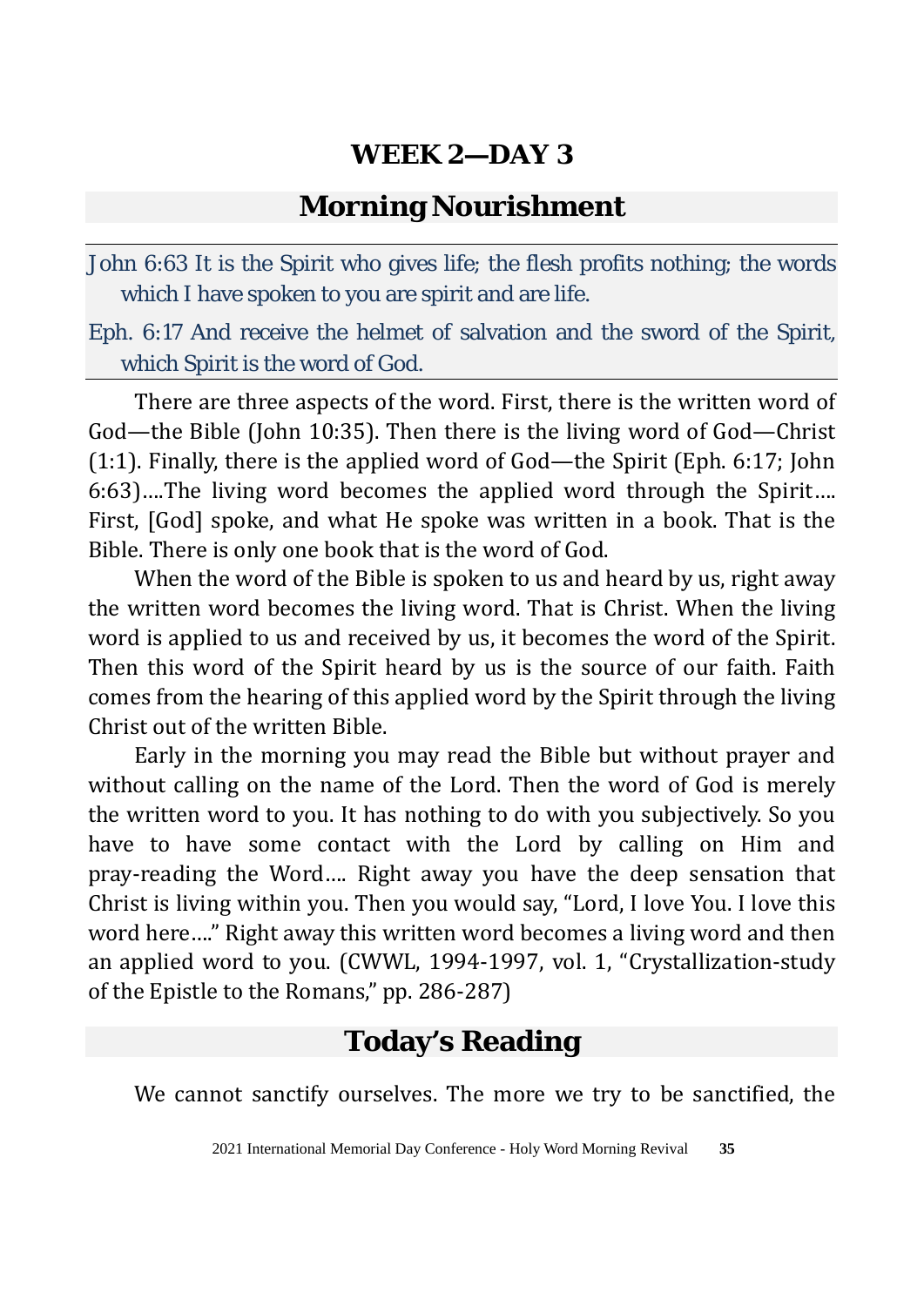# WEEK 2—DAY 3

## Morning Nourishment

John 6:63 It is the Spirit who gives life; the flesh profits nothing; the words which I have spoken to you are spirit and are life.

Eph. 6:17 And receive the helmet of salvation and the sword of the Spirit, which Spirit is the word of God.

There are three aspects of the word. First, there is the written word of God—the Bible (John 10:35). Then there is the living word of God—Christ (1:1). Finally, there is the applied word of God—the Spirit (Eph. 6:17; John 6:63)….The living word becomes the applied word through the Spirit…. First, [God] spoke, and what He spoke was written in a book. That is the Bible. There is only one book that is the word of God.

When the word of the Bible is spoken to us and heard by us, right away the written word becomes the living word. That is Christ. When the living word is applied to us and received by us, it becomes the word of the Spirit. Then this word of the Spirit heard by us is the source of our faith. Faith comes from the hearing of this applied word by the Spirit through the living Christ out of the written Bible.

Early in the morning you may read the Bible but without prayer and without calling on the name of the Lord. Then the word of God is merely the written word to you. It has nothing to do with you subjectively. So you have to have some contact with the Lord by calling on Him and pray-reading the Word…. Right away you have the deep sensation that Christ is living within you. Then you would say, "Lord, I love You. I love this word here…." Right away this written word becomes a living word and then an applied word to you. (CWWL, 1994-1997, vol. 1, "Crystallization-study of the Epistle to the Romans," pp. 286-287)

## Today's Reading

We cannot sanctify ourselves. The more we try to be sanctified, the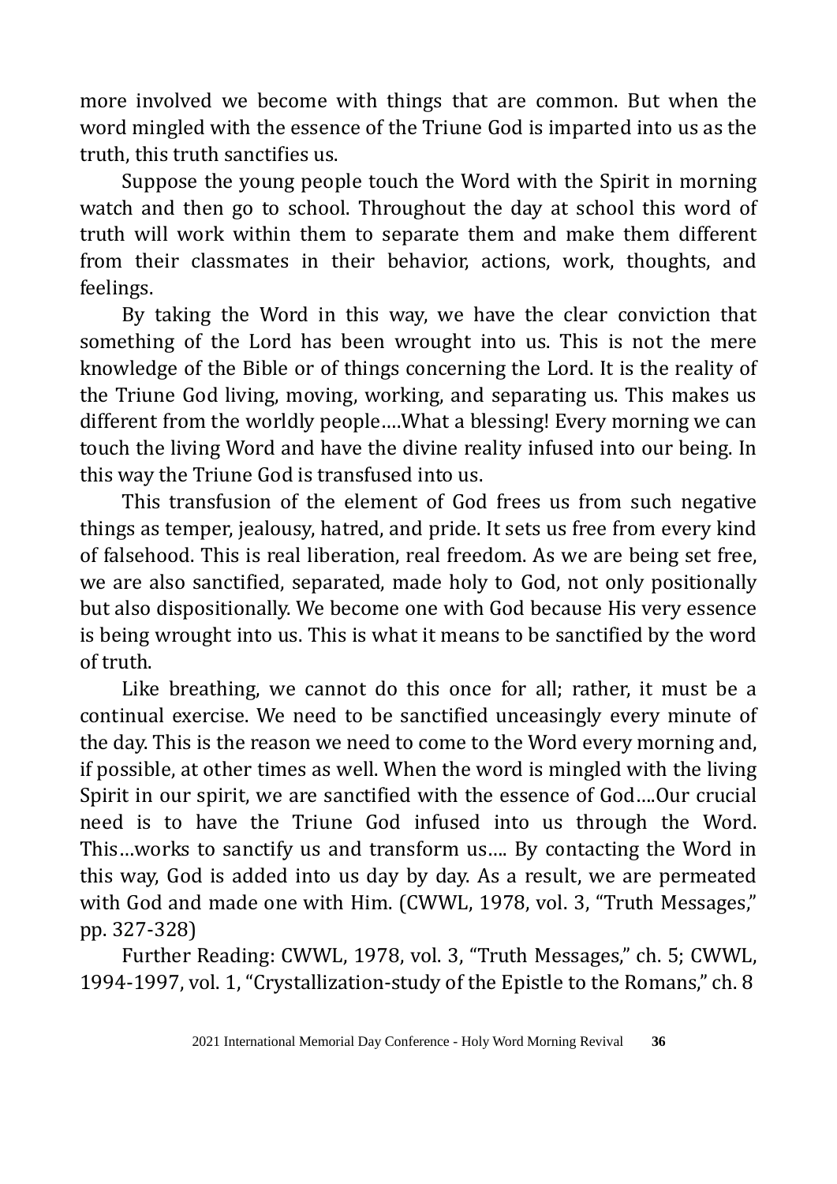more involved we become with things that are common. But when the word mingled with the essence of the Triune God is imparted into us as the truth, this truth sanctifies us.

Suppose the young people touch the Word with the Spirit in morning watch and then go to school. Throughout the day at school this word of truth will work within them to separate them and make them different from their classmates in their behavior, actions, work, thoughts, and feelings.

By taking the Word in this way, we have the clear conviction that something of the Lord has been wrought into us. This is not the mere knowledge of the Bible or of things concerning the Lord. It is the reality of the Triune God living, moving, working, and separating us. This makes us different from the worldly people….What a blessing! Every morning we can touch the living Word and have the divine reality infused into our being. In this way the Triune God is transfused into us.

This transfusion of the element of God frees us from such negative things as temper, jealousy, hatred, and pride. It sets us free from every kind of falsehood. This is real liberation, real freedom. As we are being set free, we are also sanctified, separated, made holy to God, not only positionally but also dispositionally. We become one with God because His very essence is being wrought into us. This is what it means to be sanctified by the word of truth.

Like breathing, we cannot do this once for all; rather, it must be a continual exercise. We need to be sanctified unceasingly every minute of the day. This is the reason we need to come to the Word every morning and, if possible, at other times as well. When the word is mingled with the living Spirit in our spirit, we are sanctified with the essence of God….Our crucial need is to have the Triune God infused into us through the Word. This…works to sanctify us and transform us…. By contacting the Word in this way, God is added into us day by day. As a result, we are permeated with God and made one with Him. (CWWL, 1978, vol. 3, "Truth Messages," pp. 327-328)

Further Reading: CWWL, 1978, vol. 3, "Truth Messages," ch. 5; CWWL, 1994-1997, vol. 1, "Crystallization-study of the Epistle to the Romans," ch. 8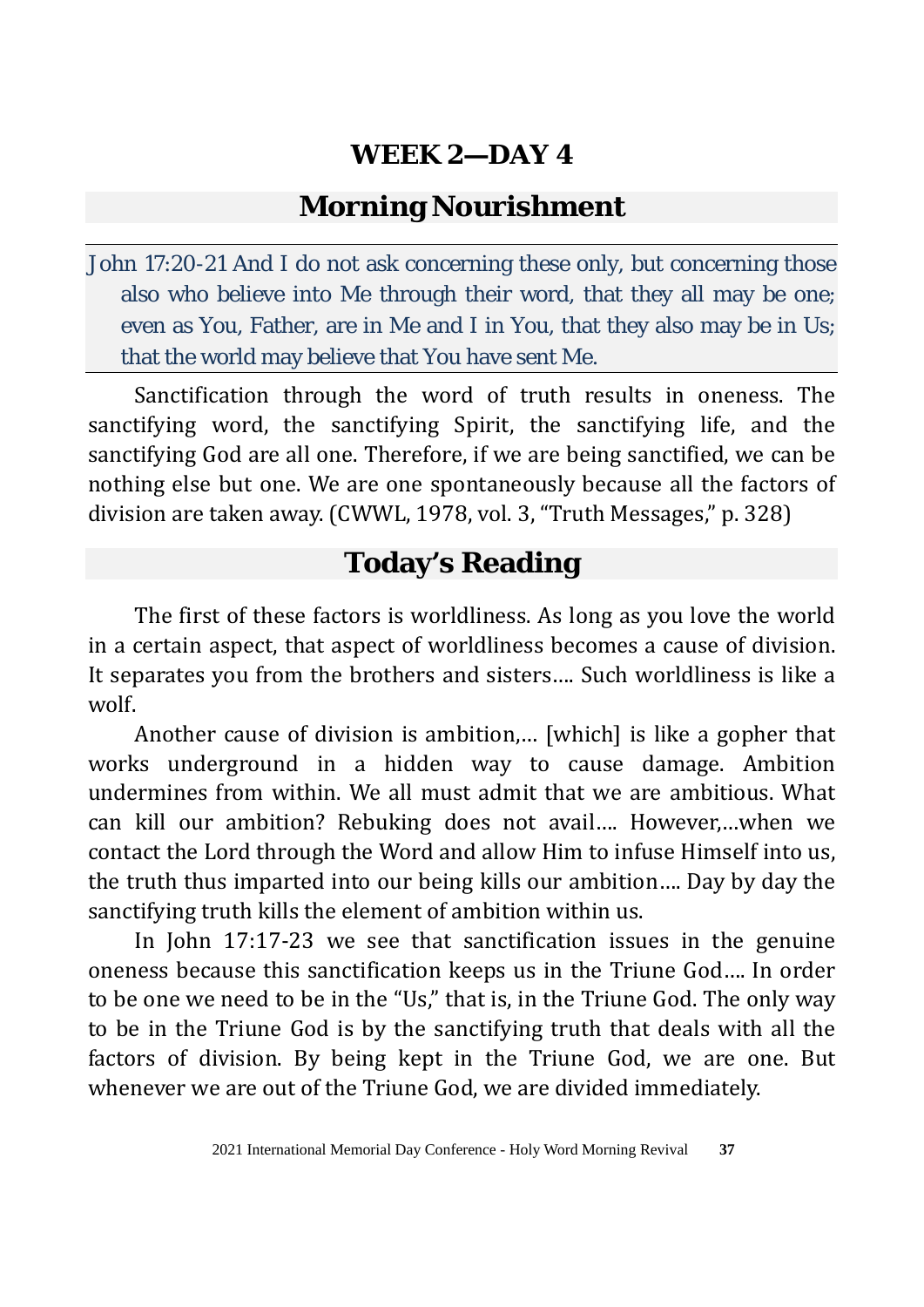# WEEK 2—DAY 4

## Morning Nourishment

John 17:20-21 And I do not ask concerning these only, but concerning those also who believe into Me through their word, that they all may be one; even as You, Father, are in Me and I in You, that they also may be in Us; that the world may believe that You have sent Me.

Sanctification through the word of truth results in oneness. The sanctifying word, the sanctifying Spirit, the sanctifying life, and the sanctifying God are all one. Therefore, if we are being sanctified, we can be nothing else but one. We are one spontaneously because all the factors of division are taken away. (CWWL, 1978, vol. 3, “Truth Messages,” p. 328)

## Today’s Reading

The first of these factors is worldliness. As long as you love the world in a certain aspect, that aspect of worldliness becomes a cause of division. It separates you from the brothers and sisters…. Such worldliness is like a wolf.

Another cause of division is ambition,… [which] is like a gopher that works underground in a hidden way to cause damage. Ambition undermines from within. We all must admit that we are ambitious. What can kill our ambition? Rebuking does not avail…. However,…when we contact the Lord through the Word and allow Him to infuse Himself into us, the truth thus imparted into our being kills our ambition…. Day by day the sanctifying truth kills the element of ambition within us.

In John 17:17-23 we see that sanctification issues in the genuine oneness because this sanctification keeps us in the Triune God…. In order to be one we need to be in the “Us,” that is, in the Triune God. The only way to be in the Triune God is by the sanctifying truth that deals with all the factors of division. By being kept in the Triune God, we are one. But whenever we are out of the Triune God, we are divided immediately.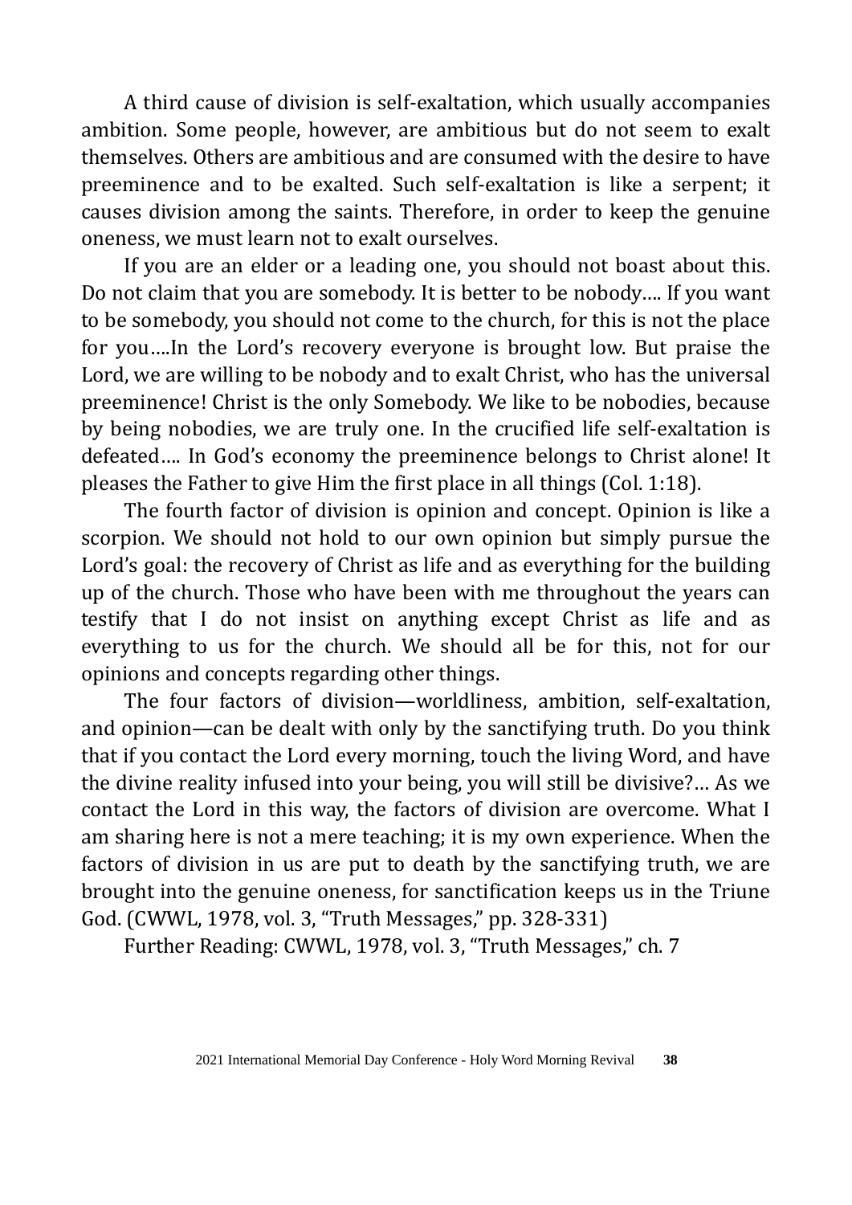A third cause of division is self-exaltation, which usually accompanies ambition. Some people, however, are ambitious but do not seem to exalt themselves. Others are ambitious and are consumed with the desire to have preeminence and to be exalted. Such self-exaltation is like a serpent; it causes division among the saints. Therefore, in order to keep the genuine oneness, we must learn not to exalt ourselves.

If you are an elder or a leading one, you should not boast about this. Do not claim that you are somebody. It is better to be nobody…. If you want to be somebody, you should not come to the church, for this is not the place for you….In the Lord's recovery everyone is brought low. But praise the Lord, we are willing to be nobody and to exalt Christ, who has the universal preeminence! Christ is the only Somebody. We like to be nobodies, because by being nobodies, we are truly one. In the crucified life self-exaltation is defeated…. In God's economy the preeminence belongs to Christ alone! It pleases the Father to give Him the first place in all things (Col. 1:18).

The fourth factor of division is opinion and concept. Opinion is like a scorpion. We should not hold to our own opinion but simply pursue the Lord's goal: the recovery of Christ as life and as everything for the building up of the church. Those who have been with me throughout the years can testify that I do not insist on anything except Christ as life and as everything to us for the church. We should all be for this, not for our opinions and concepts regarding other things.

The four factors of division—worldliness, ambition, self-exaltation, and opinion—can be dealt with only by the sanctifying truth. Do you think that if you contact the Lord every morning, touch the living Word, and have the divine reality infused into your being, you will still be divisive?… As we contact the Lord in this way, the factors of division are overcome. What I am sharing here is not a mere teaching; it is my own experience. When the factors of division in us are put to death by the sanctifying truth, we are brought into the genuine oneness, for sanctification keeps us in the Triune God. (CWWL, 1978, vol. 3, "Truth Messages," pp. 328-331)

Further Reading: CWWL, 1978, vol. 3, "Truth Messages," ch. 7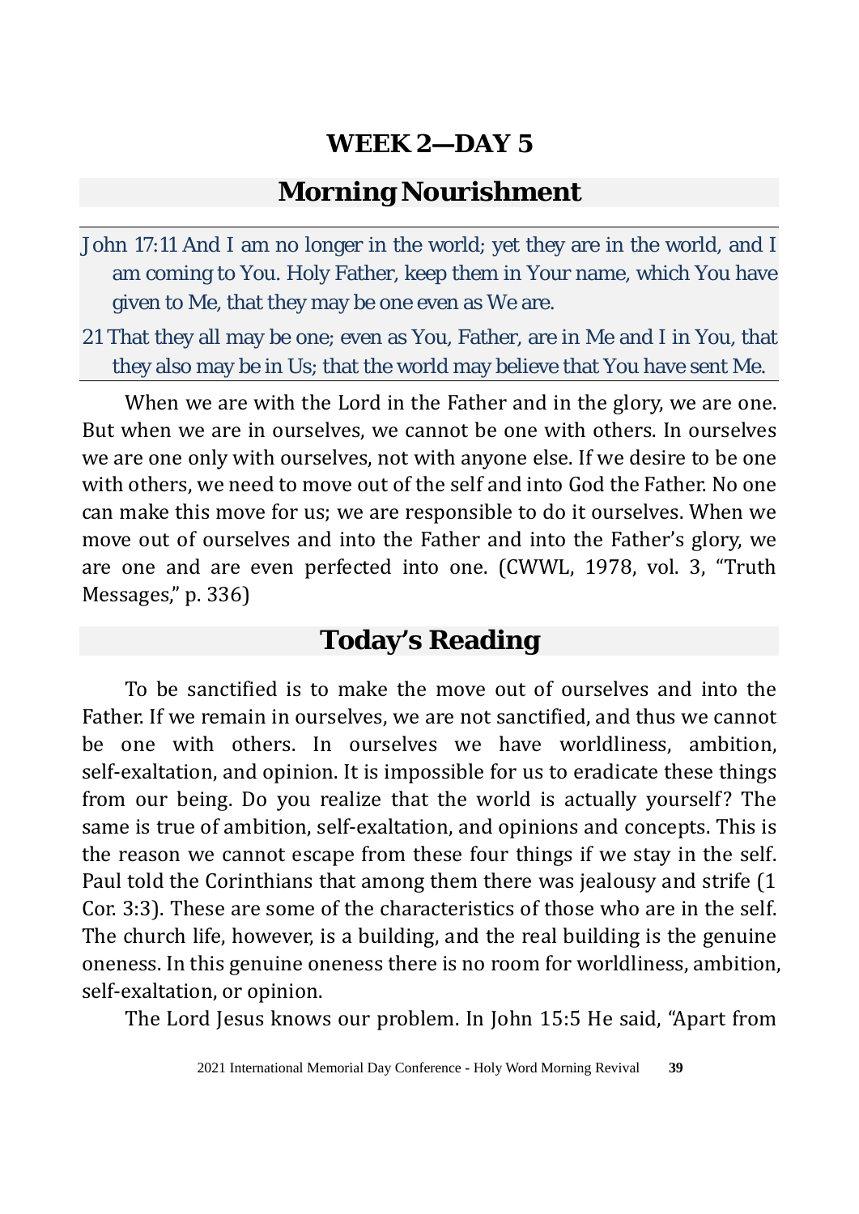## WEEK 2—DAY 5

## Morning Nourishment

John 17:11 And I am no longer in the world; yet they are in the world, and I am coming to You. Holy Father, keep them in Your name, which You have given to Me, that they may be one even as We are.

21 That they all may be one; even as You, Father, are in Me and I in You, that they also may be in Us; that the world may believe that You have sent Me.

When we are with the Lord in the Father and in the glory, we are one. But when we are in ourselves, we cannot be one with others. In ourselves we are one only with ourselves, not with anyone else. If we desire to be one with others, we need to move out of the self and into God the Father. No one can make this move for us; we are responsible to do it ourselves. When we move out of ourselves and into the Father and into the Father's glory, we are one and are even perfected into one. (CWWL, 1978, vol. 3, "Truth Messages," p. 336)

## Today's Reading

To be sanctified is to make the move out of ourselves and into the Father. If we remain in ourselves, we are not sanctified, and thus we cannot be one with others. In ourselves we have worldliness, ambition, self-exaltation, and opinion. It is impossible for us to eradicate these things from our being. Do you realize that the world is actually yourself? The same is true of ambition, self-exaltation, and opinions and concepts. This is the reason we cannot escape from these four things if we stay in the self. Paul told the Corinthians that among them there was jealousy and strife (1 Cor. 3:3). These are some of the characteristics of those who are in the self. The church life, however, is a building, and the real building is the genuine oneness. In this genuine oneness there is no room for worldliness, ambition, self-exaltation, or opinion.

The Lord Jesus knows our problem. In John 15:5 He said, "Apart from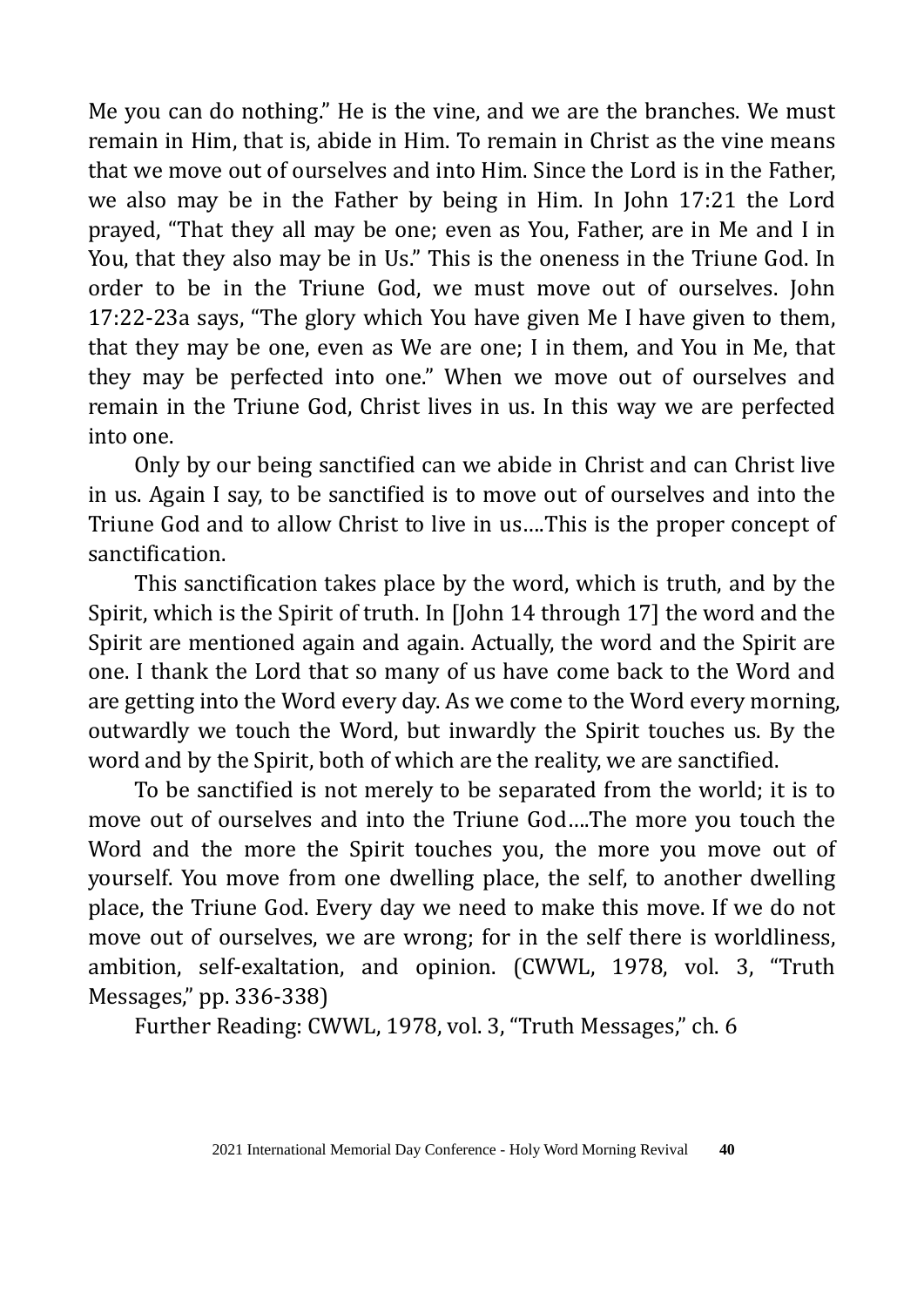Me you can do nothing." He is the vine, and we are the branches. We must remain in Him, that is, abide in Him. To remain in Christ as the vine means that we move out of ourselves and into Him. Since the Lord is in the Father, we also may be in the Father by being in Him. In John 17:21 the Lord prayed, "That they all may be one; even as You, Father, are in Me and I in You, that they also may be in Us." This is the oneness in the Triune God. In order to be in the Triune God, we must move out of ourselves. John 17:22-23a says, "The glory which You have given Me I have given to them, that they may be one, even as We are one; I in them, and You in Me, that they may be perfected into one." When we move out of ourselves and remain in the Triune God, Christ lives in us. In this way we are perfected into one.

Only by our being sanctified can we abide in Christ and can Christ live in us. Again I say, to be sanctified is to move out of ourselves and into the Triune God and to allow Christ to live in us….This is the proper concept of sanctification.

This sanctification takes place by the word, which is truth, and by the Spirit, which is the Spirit of truth. In [John 14 through 17] the word and the Spirit are mentioned again and again. Actually, the word and the Spirit are one. I thank the Lord that so many of us have come back to the Word and are getting into the Word every day. As we come to the Word every morning, outwardly we touch the Word, but inwardly the Spirit touches us. By the word and by the Spirit, both of which are the reality, we are sanctified.

To be sanctified is not merely to be separated from the world; it is to move out of ourselves and into the Triune God….The more you touch the Word and the more the Spirit touches you, the more you move out of yourself. You move from one dwelling place, the self, to another dwelling place, the Triune God. Every day we need to make this move. If we do not move out of ourselves, we are wrong; for in the self there is worldliness, ambition, self-exaltation, and opinion. (CWWL, 1978, vol. 3, "Truth Messages," pp. 336-338)

Further Reading: CWWL, 1978, vol. 3, "Truth Messages," ch. 6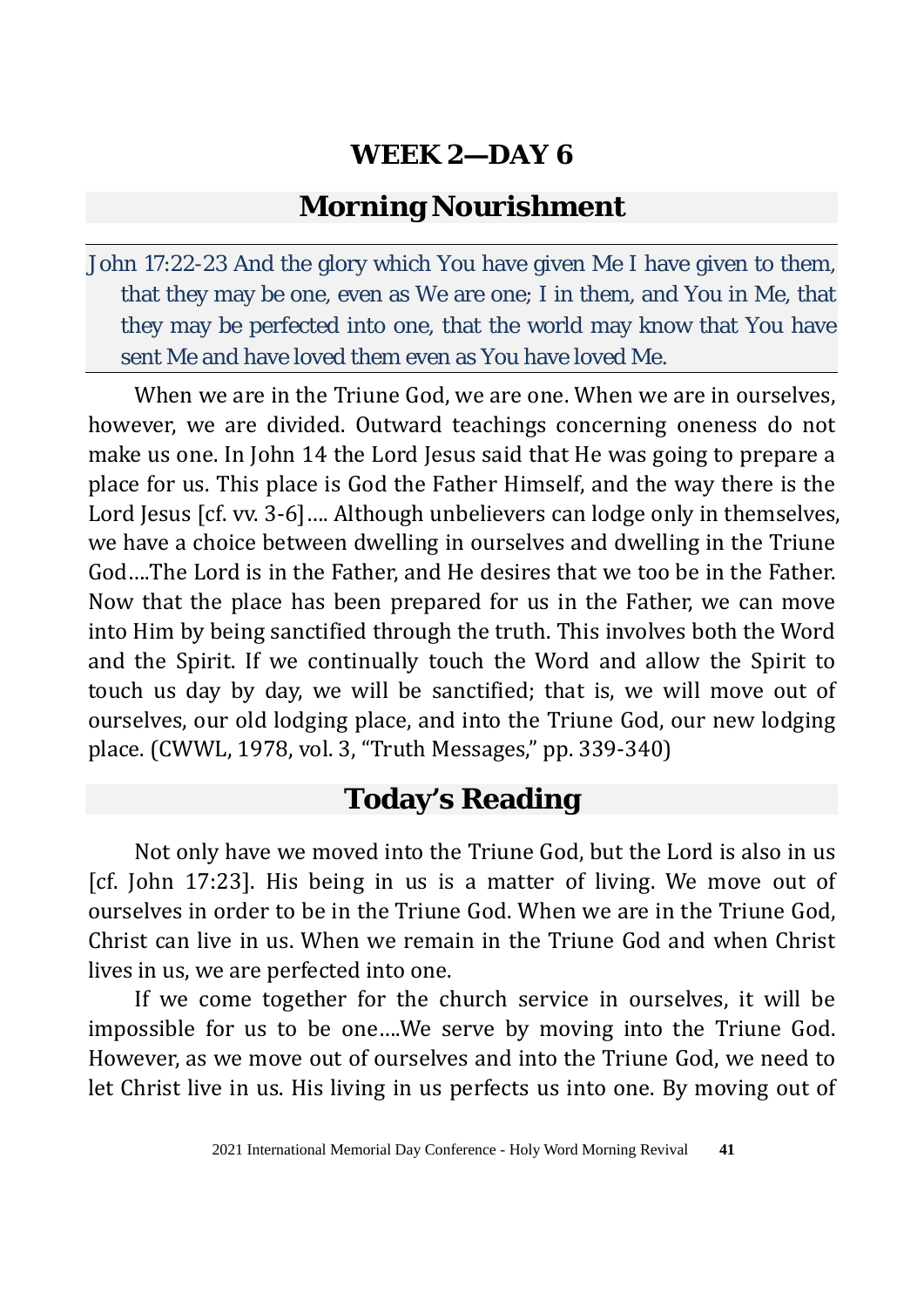# WEEK 2—DAY 6

## Morning Nourishment

John 17:22-23 And the glory which You have given Me I have given to them, that they may be one, even as We are one; I in them, and You in Me, that they may be perfected into one, that the world may know that You have sent Me and have loved them even as You have loved Me.

When we are in the Triune God, we are one. When we are in ourselves, however, we are divided. Outward teachings concerning oneness do not make us one. In John 14 the Lord Jesus said that He was going to prepare a place for us. This place is God the Father Himself, and the way there is the Lord Jesus [cf. vv. 3-6].... Although unbelievers can lodge only in themselves, we have a choice between dwelling in ourselves and dwelling in the Triune God....The Lord is in the Father, and He desires that we too be in the Father. Now that the place has been prepared for us in the Father, we can move into Him by being sanctified through the truth. This involves both the Word and the Spirit. If we continually touch the Word and allow the Spirit to touch us day by day, we will be sanctified; that is, we will move out of ourselves, our old lodging place, and into the Triune God, our new lodging place. (CWWL, 1978, vol. 3, "Truth Messages," pp. 339-340)

## Today's Reading

Not only have we moved into the Triune God, but the Lord is also in us [cf. John 17:23]. His being in us is a matter of living. We move out of ourselves in order to be in the Triune God. When we are in the Triune God, Christ can live in us. When we remain in the Triune God and when Christ lives in us, we are perfected into one.

If we come together for the church service in ourselves, it will be impossible for us to be one....We serve by moving into the Triune God. However, as we move out of ourselves and into the Triune God, we need to let Christ live in us. His living in us perfects us into one. By moving out of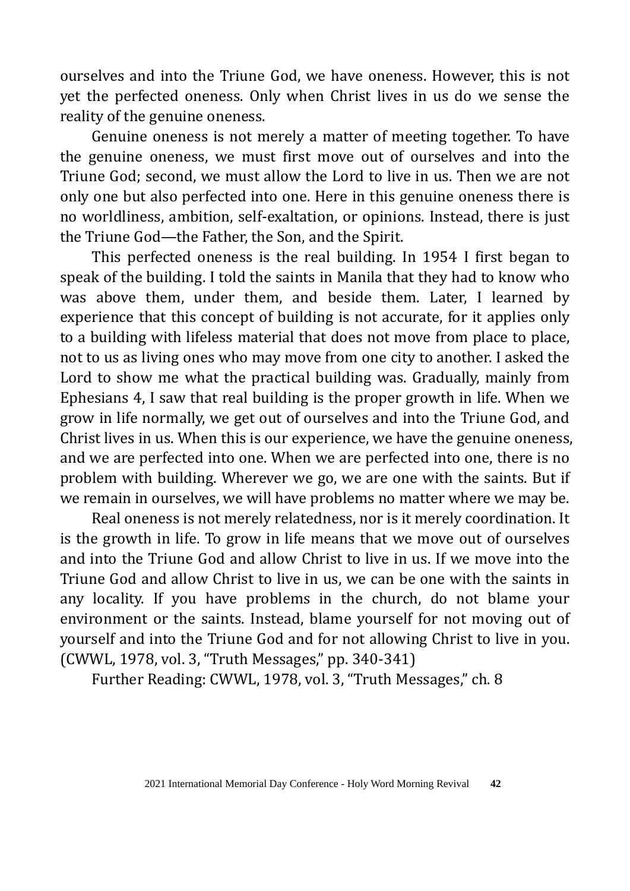ourselves and into the Triune God, we have oneness. However, this is not yet the perfected oneness. Only when Christ lives in us do we sense the reality of the genuine oneness.

Genuine oneness is not merely a matter of meeting together. To have the genuine oneness, we must first move out of ourselves and into the Triune God; second, we must allow the Lord to live in us. Then we are not only one but also perfected into one. Here in this genuine oneness there is no worldliness, ambition, self-exaltation, or opinions. Instead, there is just the Triune God—the Father, the Son, and the Spirit.

This perfected oneness is the real building. In 1954 I first began to speak of the building. I told the saints in Manila that they had to know who was above them, under them, and beside them. Later, I learned by experience that this concept of building is not accurate, for it applies only to a building with lifeless material that does not move from place to place, not to us as living ones who may move from one city to another. I asked the Lord to show me what the practical building was. Gradually, mainly from Ephesians 4, I saw that real building is the proper growth in life. When we grow in life normally, we get out of ourselves and into the Triune God, and Christ lives in us. When this is our experience, we have the genuine oneness, and we are perfected into one. When we are perfected into one, there is no problem with building. Wherever we go, we are one with the saints. But if we remain in ourselves, we will have problems no matter where we may be.

Real oneness is not merely relatedness, nor is it merely coordination. It is the growth in life. To grow in life means that we move out of ourselves and into the Triune God and allow Christ to live in us. If we move into the Triune God and allow Christ to live in us, we can be one with the saints in any locality. If you have problems in the church, do not blame your environment or the saints. Instead, blame yourself for not moving out of yourself and into the Triune God and for not allowing Christ to live in you. (CWWL, 1978, vol. 3, "Truth Messages," pp. 340-341)

Further Reading: CWWL, 1978, vol. 3, "Truth Messages," ch. 8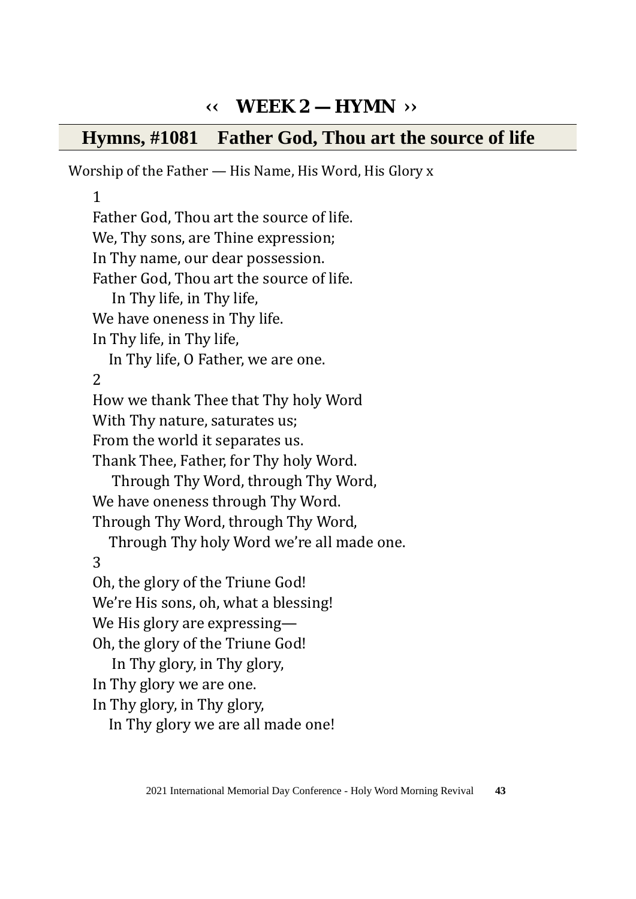# ‹‹ WEEK 2 — HYMN ››

## Hymns, #1081 Father God, Thou art the source of life

Worship of the Father — His Name, His Word, His Glory x

1

Father God, Thou art the source of life.
We, Thy sons, are Thine expression;
In Thy name, our dear possession.
Father God, Thou art the source of life.
  In Thy life, in Thy life,
We have oneness in Thy life.
In Thy life, in Thy life,
  In Thy life, O Father, we are one.

2

How we thank Thee that Thy holy Word
With Thy nature, saturates us;
From the world it separates us.
Thank Thee, Father, for Thy holy Word.
  Through Thy Word, through Thy Word,
We have oneness through Thy Word.
Through Thy Word, through Thy Word,
  Through Thy holy Word we're all made one.

3

Oh, the glory of the Triune God!
We're His sons, oh, what a blessing!
We His glory are expressing—
Oh, the glory of the Triune God!
  In Thy glory, in Thy glory,
In Thy glory we are one.
In Thy glory, in Thy glory,
  In Thy glory we are all made one!